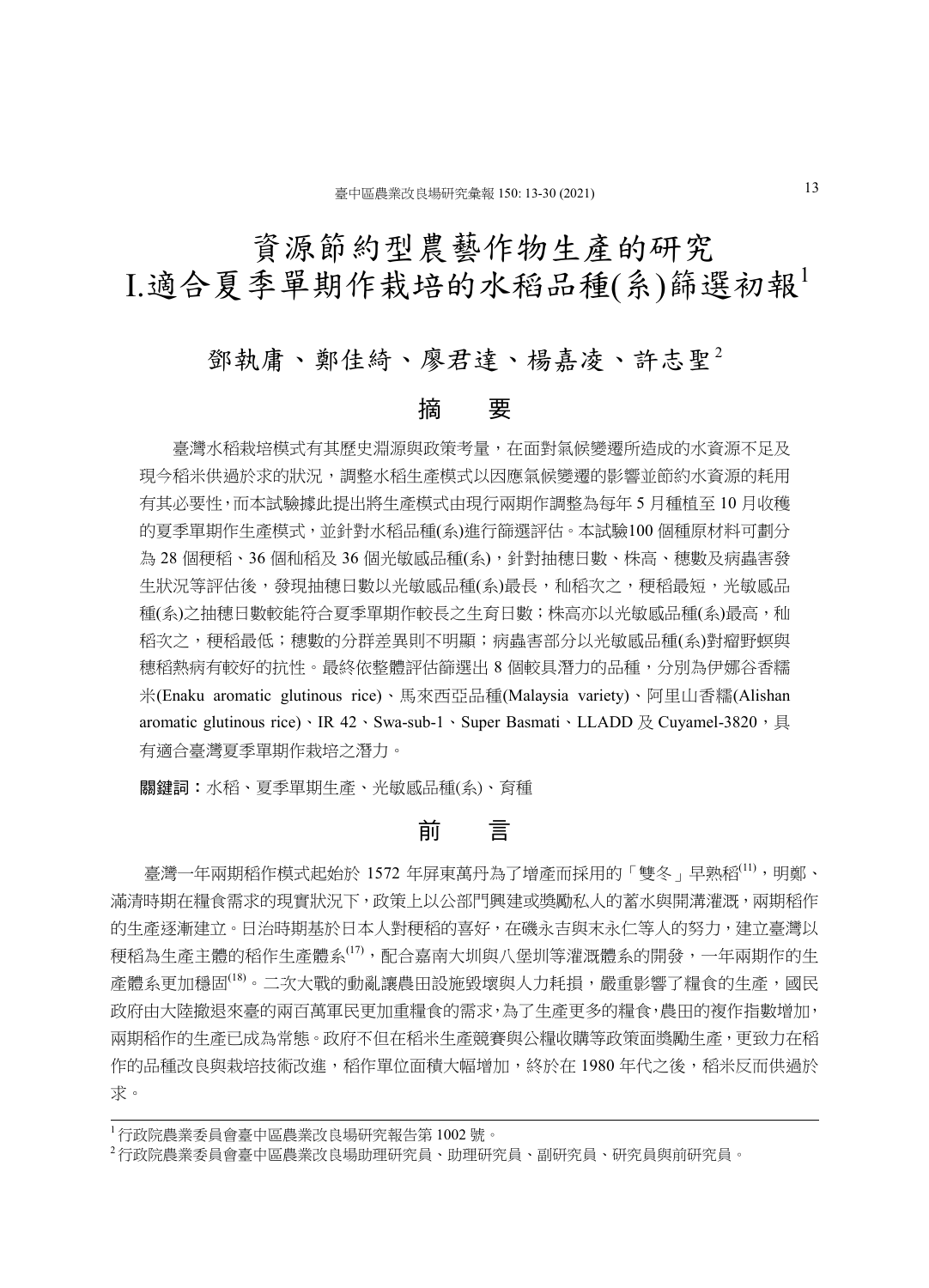# 資源節約型農藝作物生產的研究 I.適合夏季單期作栽培的水稻品種(系)篩選初報[1]

鄧執庸、鄭佳綺、廖君達、楊嘉凌、許志聖[2]

## 摘　要

臺灣水稻栽培模式有其歷史淵源與政策考量，在面對氣候變遷所造成的水資源不足及現今稻米供過於求的狀況，調整水稻生產模式以因應氣候變遷的影響並節約水資源的耗用有其必要性，而本試驗據此提出將生產模式由現行兩期作調整為每年 5 月種植至 10 月收穫的夏季單期作生產模式，並針對水稻品種(系)進行篩選評估。本試驗100 個種原材料可劃分為 28 個稉稻、36 個秈稻及 36 個光敏感品種(系)，針對抽穗日數、株高、穗數及病蟲害發生狀況等評估後，發現抽穗日數以光敏感品種(系)最長，秈稻次之，稉稻最短，光敏感品種(系)之抽穗日數較能符合夏季單期作較長之生育日數；株高亦以光敏感品種(系)最高，秈稻次之，稉稻最低；穗數的分群差異則不明顯；病蟲害部分以光敏感品種(系)對瘤野螟與穗稻熱病有較好的抗性。最終依整體評估篩選出 8 個較具潛力的品種，分別為伊娜谷香糯米(Enaku aromatic glutinous rice)、馬來西亞品種(Malaysia variety)、阿里山香糯(Alishan aromatic glutinous rice)、IR 42、Swa-sub-1、Super Basmati、LLADD 及 Cuyamel-3820，具有適合臺灣夏季單期作栽培之潛力。

**關鍵詞：**水稻、夏季單期生產、光敏感品種(系)、育種

## 前　言

臺灣一年兩期稻作模式起始於 1572 年屏東萬丹為了增產而採用的「雙冬」早熟稻[11]，明鄭、滿清時期在糧食需求的現實狀況下，政策上以公部門興建或獎勵私人的蓄水與開溝灌溉，兩期稻作的生產逐漸建立。日治時期基於日本人對稉稻的喜好，在磯永吉與末永仁等人的努力，建立臺灣以稉稻為生產主體的稻作生產體系[17]，配合嘉南大圳與八堡圳等灌溉體系的開發，一年兩期作的生產體系更加穩固[18]。二次大戰的動亂讓農田設施毀壞與人力耗損，嚴重影響了糧食的生產，國民政府由大陸撤退來臺的兩百萬軍民更加重糧食的需求，為了生產更多的糧食，農田的複作指數增加，兩期稻作的生產已成為常態。政府不但在稻米生產競賽與公糧收購等政策面獎勵生產，更致力在稻作的品種改良與栽培技術改進，稻作單位面積大幅增加，終於在 1980 年代之後，稻米反而供過於求。

---

[1] 行政院農業委員會臺中區農業改良場研究報告第 1002 號。

[2] 行政院農業委員會臺中區農業改良場助理研究員、助理研究員、副研究員、研究員與前研究員。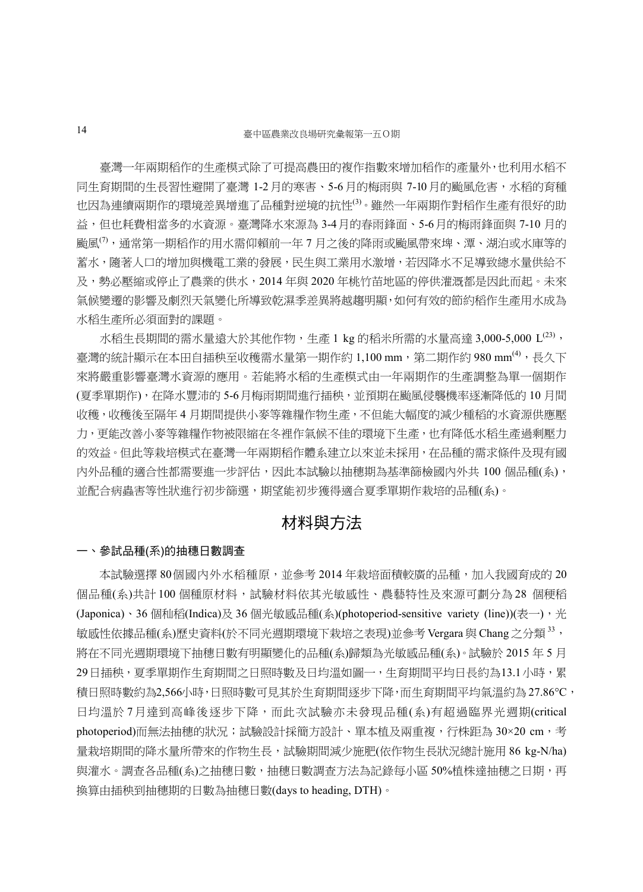臺灣一年兩期稻作的生產模式除了可提高農田的複作指數來增加稻作的產量外，也利用水稻不同生育期間的生長習性避開了臺灣 1-2 月的寒害、5-6 月的梅雨與 7-10 月的颱風危害，水稻的育種也因為連續兩期作的環境差異增進了品種對逆境的抗性[3]。雖然一年兩期作對稻作生產有很好的助益，但也耗費相當多的水資源。臺灣降水來源為 3-4 月的春雨鋒面、5-6 月的梅雨鋒面與 7-10 月的颱風[7]，通常第一期稻作的用水需仰賴前一年 7 月之後的降雨或颱風帶來埤、潭、湖泊或水庫等的蓄水，隨著人口的增加與機電工業的發展，民生與工業用水激增，若因降水不足導致總水量供給不及，勢必壓縮或停止了農業的供水，2014 年與 2020 年桃竹苗地區的停供灌溉都是因此而起。未來氣候變遷的影響及劇烈天氣變化所導致乾濕季差異將越趨明顯，如何有效的節約稻作生產用水成為水稻生產所必須面對的課題。

水稻生長期間的需水量遠大於其他作物，生產 1 kg 的稻米所需的水量高達 3,000-5,000 L[23]，臺灣的統計顯示在本田自插秧至收穫需水量第一期作約 1,100 mm，第二期作約 980 mm[4]，長久下來將嚴重影響臺灣水資源的應用。若能將水稻的生產模式由一年兩期作的生產調整為單一個期作(夏季單期作)，在降水豐沛的 5-6 月梅雨期間進行插秧，並預期在颱風侵襲機率逐漸降低的 10 月間收穫，收穫後至隔年 4 月期間提供小麥等雜糧作物生產，不但能大幅度的減少種稻的水資源供應壓力，更能改善小麥等雜糧作物被限縮在冬裡作氣候不佳的環境下生產，也有降低水稻生產過剩壓力的效益。但此等栽培模式在臺灣一年兩期稻作體系建立以來並未採用，在品種的需求條件及現有國內外品種的適合性都需要進一步評估，因此本試驗以抽穗期為基準篩檢國內外共 100 個品種(系)，並配合病蟲害等性狀進行初步篩選，期望能初步獲得適合夏季單期作栽培的品種(系)。

## 材料與方法

### 一、參試品種(系)的抽穗日數調查

本試驗選擇 80 個國內外水稻種原，並參考 2014 年栽培面積較廣的品種，加入我國育成的 20 個品種(系)共計 100 個種原材料，試驗材料依其光敏感性、農藝特性及來源可劃分為 28 個粳稻(Japonica)、36 個秈稻(Indica)及 36 個光敏感品種(系)(photoperiod-sensitive variety (line))(表一)，光敏感性依據品種(系)歷史資料(於不同光週期環境下栽培之表現)並參考 Vergara 與 Chang 之分類[33]，將在不同光週期環境下抽穗日數有明顯變化的品種(系)歸類為光敏感品種(系)。試驗於 2015 年 5 月 29 日插秧，夏季單期作生育期間之日照時數及日均溫如圖一，生育期間平均日長約為13.1小時，累積日照時數約為2,566小時，日照時數可見其於生育期間逐步下降，而生育期間平均氣溫約為 27.86°C，日均溫於 7 月達到高峰後逐步下降，而此次試驗亦未發現品種(系)有超過臨界光週期(critical photoperiod)而無法抽穗的狀況；試驗設計採簡方設計、單本植及兩重複，行株距為 30×20 cm，考量栽培期間的降水量所帶來的作物生長，試驗期間減少施肥(依作物生長狀況總計施用 86 kg-N/ha)與灌水。調查各品種(系)之抽穗日數，抽穗日數調查方法為記錄每小區 50%植株達抽穗之日期，再換算由插秧到抽穗期的日數為抽穗日數(days to heading, DTH)。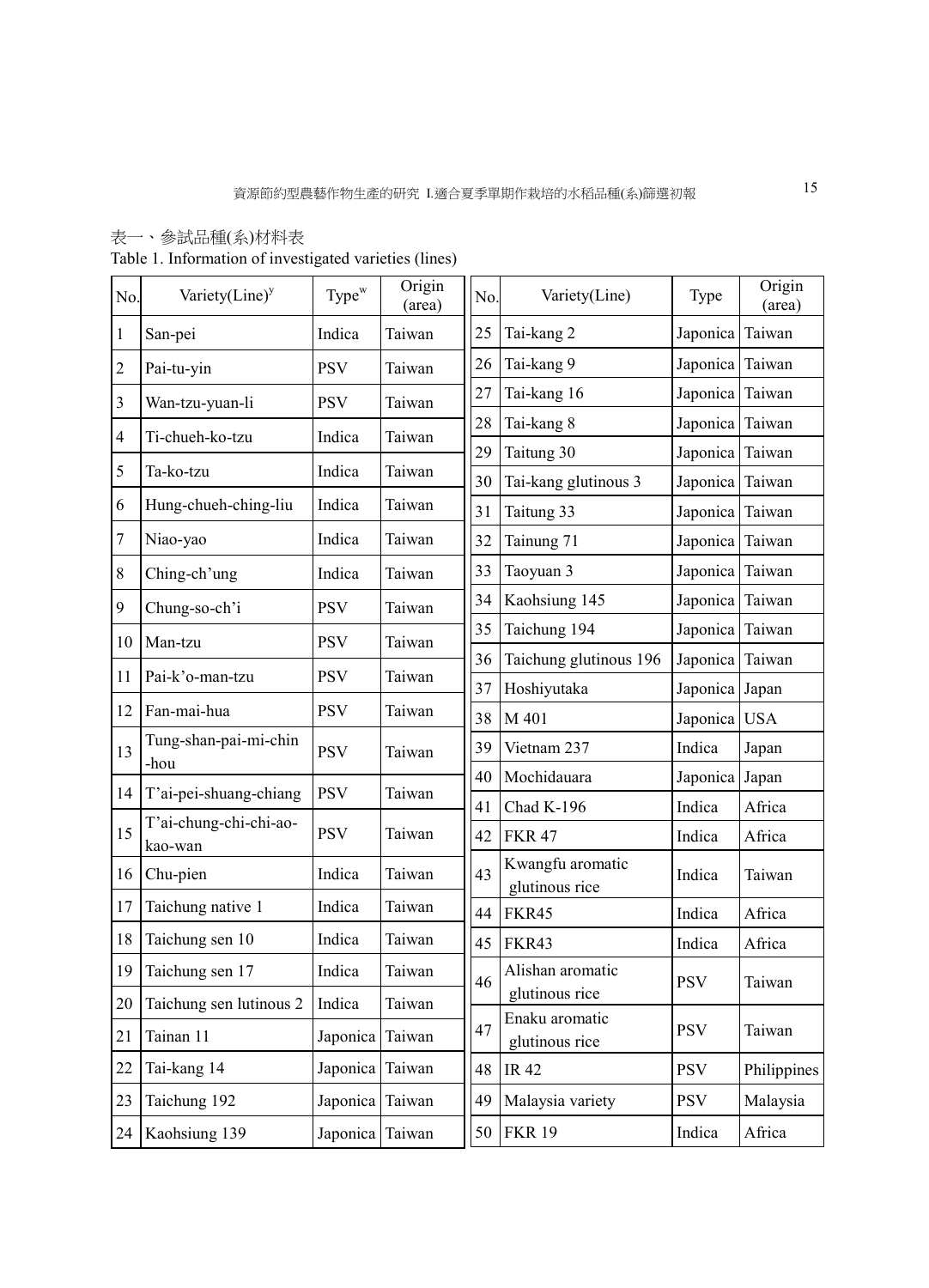表一、參試品種(系)材料表

Table 1. Information of investigated varieties (lines)

| No. | Variety(Line)[y] | Type[w] | Origin (area) | No. | Variety(Line) | Type | Origin (area) |
|---|---|---|---|---|---|---|---|
| 1 | San-pei | Indica | Taiwan | 25 | Tai-kang 2 | Japonica | Taiwan |
| 2 | Pai-tu-yin | PSV | Taiwan | 26 | Tai-kang 9 | Japonica | Taiwan |
| 3 | Wan-tzu-yuan-li | PSV | Taiwan | 27 | Tai-kang 16 | Japonica | Taiwan |
| 4 | Ti-chueh-ko-tzu | Indica | Taiwan | 28 | Tai-kang 8 | Japonica | Taiwan |
| 5 | Ta-ko-tzu | Indica | Taiwan | 29 | Taitung 30 | Japonica | Taiwan |
| 6 | Hung-chueh-ching-liu | Indica | Taiwan | 30 | Tai-kang glutinous 3 | Japonica | Taiwan |
| 7 | Niao-yao | Indica | Taiwan | 31 | Taitung 33 | Japonica | Taiwan |
| 8 | Ching-ch'ung | Indica | Taiwan | 32 | Tainung 71 | Japonica | Taiwan |
| 9 | Chung-so-ch'i | PSV | Taiwan | 33 | Taoyuan 3 | Japonica | Taiwan |
| 10 | Man-tzu | PSV | Taiwan | 34 | Kaohsiung 145 | Japonica | Taiwan |
| 11 | Pai-k'o-man-tzu | PSV | Taiwan | 35 | Taichung 194 | Japonica | Taiwan |
| 12 | Fan-mai-hua | PSV | Taiwan | 36 | Taichung glutinous 196 | Japonica | Taiwan |
| 13 | Tung-shan-pai-mi-chin-hou | PSV | Taiwan | 37 | Hoshiyutaka | Japonica | Japan |
| 14 | T'ai-pei-shuang-chiang | PSV | Taiwan | 38 | M 401 | Japonica | USA |
| 15 | T'ai-chung-chi-chi-ao-kao-wan | PSV | Taiwan | 39 | Vietnam 237 | Indica | Japan |
| 16 | Chu-pien | Indica | Taiwan | 40 | Mochidauara | Japonica | Japan |
| 17 | Taichung native 1 | Indica | Taiwan | 41 | Chad K-196 | Indica | Africa |
| 18 | Taichung sen 10 | Indica | Taiwan | 42 | FKR 47 | Indica | Africa |
| 19 | Taichung sen 17 | Indica | Taiwan | 43 | Kwangfu aromatic glutinous rice | Indica | Taiwan |
| 20 | Taichung sen lutinous 2 | Indica | Taiwan | 44 | FKR45 | Indica | Africa |
| 21 | Tainan 11 | Japonica | Taiwan | 45 | FKR43 | Indica | Africa |
| 22 | Tai-kang 14 | Japonica | Taiwan | 46 | Alishan aromatic glutinous rice | PSV | Taiwan |
| 23 | Taichung 192 | Japonica | Taiwan | 47 | Enaku aromatic glutinous rice | PSV | Taiwan |
| 24 | Kaohsiung 139 | Japonica | Taiwan | 48 | IR 42 | PSV | Philippines |
| | | | | 49 | Malaysia variety | PSV | Malaysia |
| | | | | 50 | FKR 19 | Indica | Africa |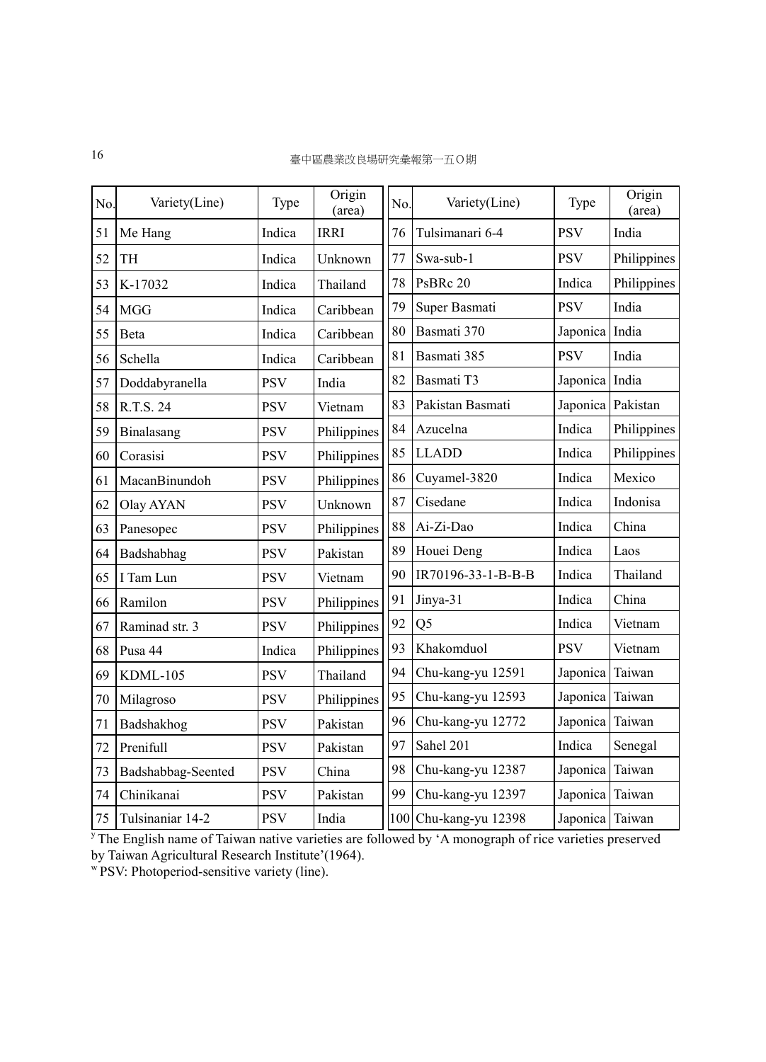| No. | Variety(Line) | Type | Origin (area) | No. | Variety(Line) | Type | Origin (area) |
|---|---|---|---|---|---|---|---|
| 51 | Me Hang | Indica | IRRI | 76 | Tulsimanari 6-4 | PSV | India |
| 52 | TH | Indica | Unknown | 77 | Swa-sub-1 | PSV | Philippines |
| 53 | K-17032 | Indica | Thailand | 78 | PsBRc 20 | Indica | Philippines |
| 54 | MGG | Indica | Caribbean | 79 | Super Basmati | PSV | India |
| 55 | Beta | Indica | Caribbean | 80 | Basmati 370 | Japonica | India |
| 56 | Schella | Indica | Caribbean | 81 | Basmati 385 | PSV | India |
| 57 | Doddabyranella | PSV | India | 82 | Basmati T3 | Japonica | India |
| 58 | R.T.S. 24 | PSV | Vietnam | 83 | Pakistan Basmati | Japonica | Pakistan |
| 59 | Binalasang | PSV | Philippines | 84 | Azucelna | Indica | Philippines |
| 60 | Corasisi | PSV | Philippines | 85 | LLADD | Indica | Philippines |
| 61 | MacanBinundoh | PSV | Philippines | 86 | Cuyamel-3820 | Indica | Mexico |
| 62 | Olay AYAN | PSV | Unknown | 87 | Cisedane | Indica | Indonisa |
| 63 | Panesopec | PSV | Philippines | 88 | Ai-Zi-Dao | Indica | China |
| 64 | Badshabhag | PSV | Pakistan | 89 | Houei Deng | Indica | Laos |
| 65 | I Tam Lun | PSV | Vietnam | 90 | IR70196-33-1-B-B-B | Indica | Thailand |
| 66 | Ramilon | PSV | Philippines | 91 | Jinya-31 | Indica | China |
| 67 | Raminad str. 3 | PSV | Philippines | 92 | Q5 | Indica | Vietnam |
| 68 | Pusa 44 | Indica | Philippines | 93 | Khakomduol | PSV | Vietnam |
| 69 | KDML-105 | PSV | Thailand | 94 | Chu-kang-yu 12591 | Japonica | Taiwan |
| 70 | Milagroso | PSV | Philippines | 95 | Chu-kang-yu 12593 | Japonica | Taiwan |
| 71 | Badshakhog | PSV | Pakistan | 96 | Chu-kang-yu 12772 | Japonica | Taiwan |
| 72 | Prenifull | PSV | Pakistan | 97 | Sahel 201 | Indica | Senegal |
| 73 | Badshabbag-Seented | PSV | China | 98 | Chu-kang-yu 12387 | Japonica | Taiwan |
| 74 | Chinikanai | PSV | Pakistan | 99 | Chu-kang-yu 12397 | Japonica | Taiwan |
| 75 | Tulsinaniar 14-2 | PSV | India | 100 | Chu-kang-yu 12398 | Japonica | Taiwan |

[y] The English name of Taiwan native varieties are followed by 'A monograph of rice varieties preserved by Taiwan Agricultural Research Institute'(1964).

[w] PSV: Photoperiod-sensitive variety (line).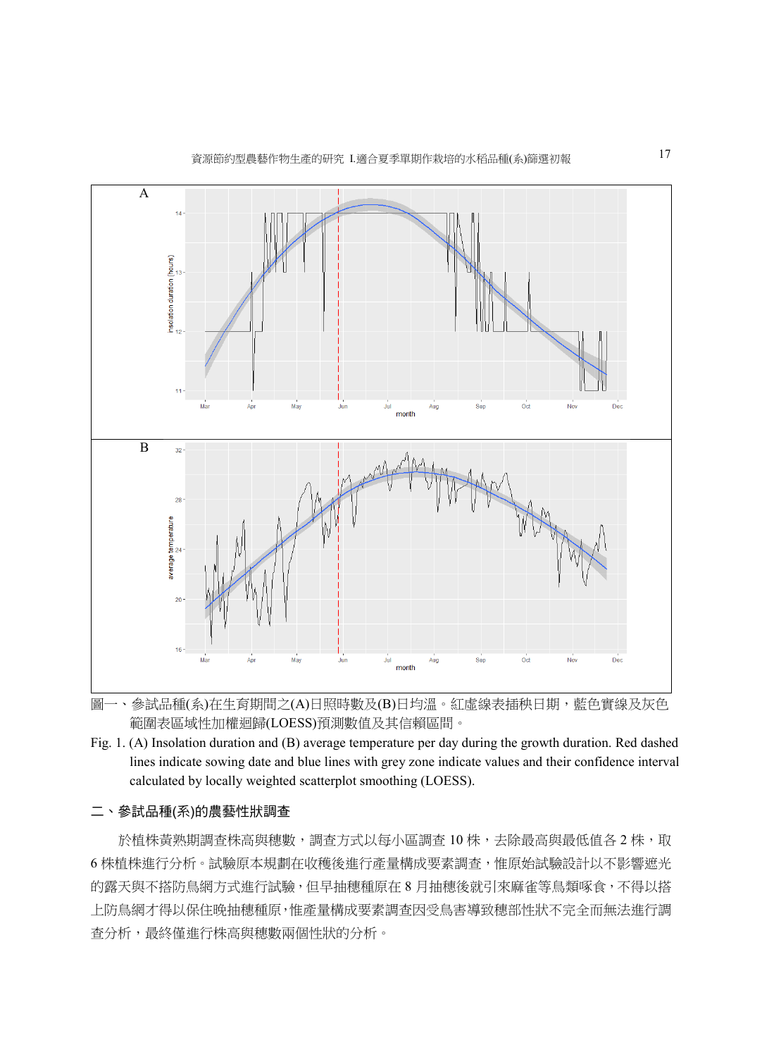圖一、參試品種(系)在生育期間之(A)日照時數及(B)日均溫。紅虛線表插秧日期，藍色實線及灰色範圍表區域性加權迴歸(LOESS)預測數值及其信賴區間。

Fig. 1. (A) Insolation duration and (B) average temperature per day during the growth duration. Red dashed lines indicate sowing date and blue lines with grey zone indicate values and their confidence interval calculated by locally weighted scatterplot smoothing (LOESS).

## 二、參試品種(系)的農藝性狀調查

於植株黃熟期調查株高與穗數，調查方式以每小區調查 10 株，去除最高與最低值各 2 株，取 6 株植株進行分析。試驗原本規劃在收穫後進行產量構成要素調查，惟原始試驗設計以不影響遮光的露天與不搭防鳥網方式進行試驗，但早抽穗種原在 8 月抽穗後就引來麻雀等鳥類啄食，不得以搭上防鳥網才得以保住晚抽穗種原，惟產量構成要素調查因受鳥害導致穗部性狀不完全而無法進行調查分析，最終僅進行株高與穗數兩個性狀的分析。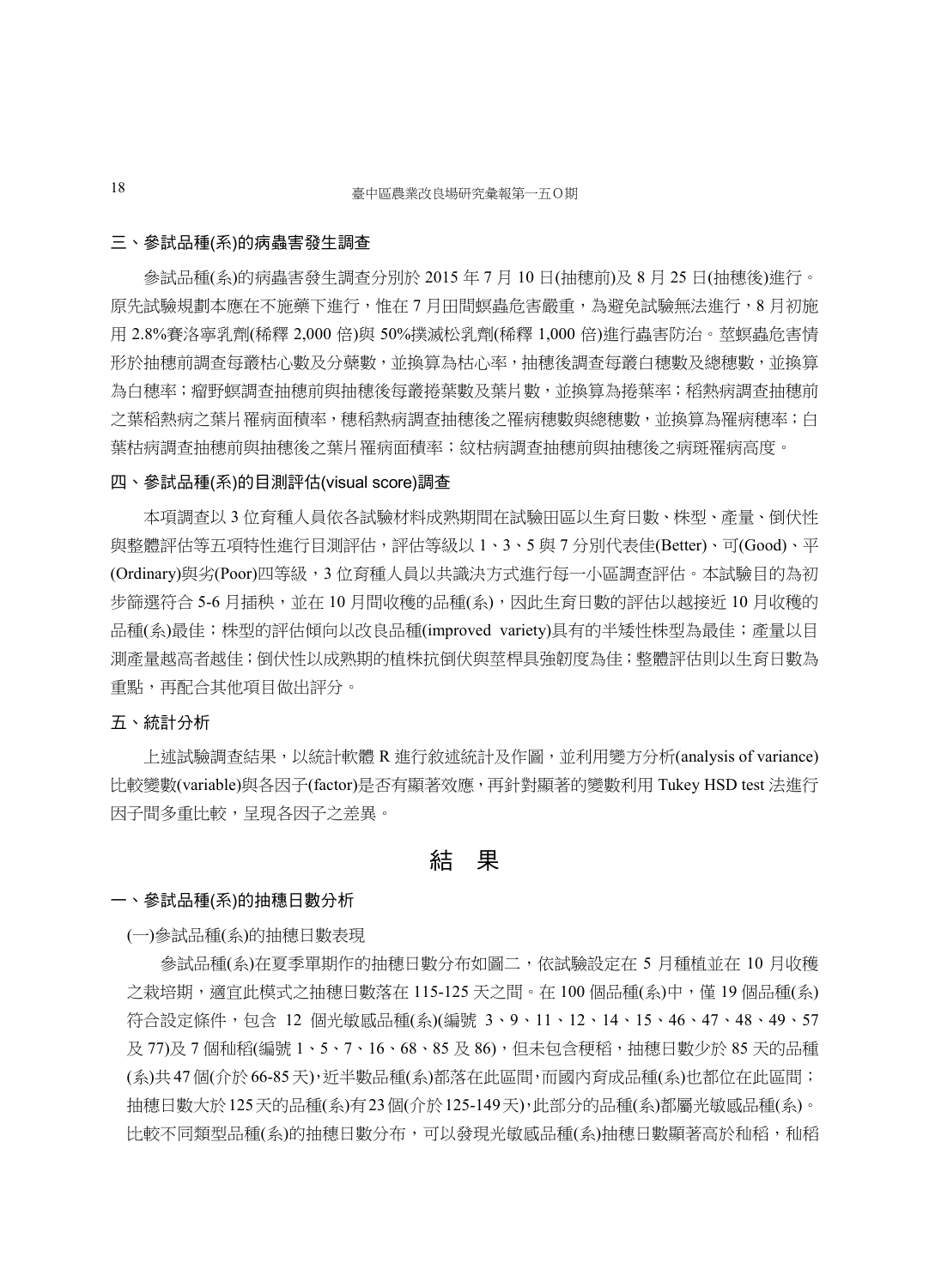### 三、參試品種(系)的病蟲害發生調查

參試品種(系)的病蟲害發生調查分別於 2015 年 7 月 10 日(抽穗前)及 8 月 25 日(抽穗後)進行。原先試驗規劃本應在不施藥下進行，惟在 7 月田間螟蟲危害嚴重，為避免試驗無法進行，8 月初施用 2.8%賽洛寧乳劑(稀釋 2,000 倍)與 50%撲滅松乳劑(稀釋 1,000 倍)進行蟲害防治。莖螟蟲危害情形於抽穗前調查每叢枯心數及分櫱數，並換算為枯心率，抽穗後調查每叢白穗數及總穗數，並換算為白穗率；瘤野螟調查抽穗前與抽穗後每叢捲葉數及葉片數，並換算為捲葉率；稻熱病調查抽穗前之葉稻熱病之葉片罹病面積率，穗稻熱病調查抽穗後之罹病穗數與總穗數，並換算為罹病穗率；白葉枯病調查抽穗前與抽穗後之葉片罹病面積率；紋枯病調查抽穗前與抽穗後之病斑罹病高度。

### 四、參試品種(系)的目測評估(visual score)調查

本項調查以 3 位育種人員依各試驗材料成熟期間在試驗田區以生育日數、株型、產量、倒伏性與整體評估等五項特性進行目測評估，評估等級以 1、3、5 與 7 分別代表佳(Better)、可(Good)、平(Ordinary)與劣(Poor)四等級，3 位育種人員以共識決方式進行每一小區調查評估。本試驗目的為初步篩選符合 5-6 月插秧，並在 10 月間收穫的品種(系)，因此生育日數的評估以越接近 10 月收穫的品種(系)最佳；株型的評估傾向以改良品種(improved variety)具有的半矮性株型為最佳；產量以目測產量越高者越佳；倒伏性以成熟期的植株抗倒伏與莖稈具強韌度為佳；整體評估則以生育日數為重點，再配合其他項目做出評分。

### 五、統計分析

上述試驗調查結果，以統計軟體 R 進行敘述統計及作圖，並利用變方分析(analysis of variance)比較變數(variable)與各因子(factor)是否有顯著效應，再針對顯著的變數利用 Tukey HSD test 法進行因子間多重比較，呈現各因子之差異。

## 結　果

### 一、參試品種(系)的抽穗日數分析

(一)參試品種(系)的抽穗日數表現

參試品種(系)在夏季單期作的抽穗日數分布如圖二，依試驗設定在 5 月種植並在 10 月收穫之栽培期，適宜此模式之抽穗日數落在 115-125 天之間。在 100 個品種(系)中，僅 19 個品種(系)符合設定條件，包含 12 個光敏感品種(系)(編號 3、9、11、12、14、15、46、47、48、49、57 及 77)及 7 個秈稻(編號 1、5、7、16、68、85 及 86)，但未包含稉稻，抽穗日數少於 85 天的品種(系)共 47 個(介於 66-85 天)，近半數品種(系)都落在此區間，而國內育成品種(系)也都位在此區間；抽穗日數大於 125 天的品種(系)有 23 個(介於 125-149 天)，此部分的品種(系)都屬光敏感品種(系)。比較不同類型品種(系)的抽穗日數分布，可以發現光敏感品種(系)抽穗日數顯著高於秈稻，秈稻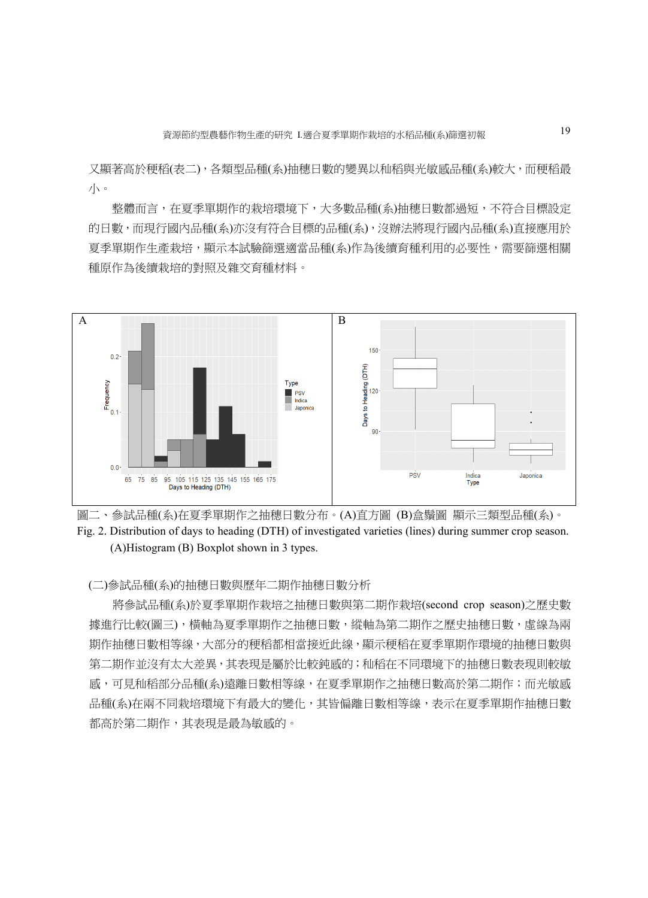又顯著高於粳稻(表二)，各類型品種(系)抽穗日數的變異以秈稻與光敏感品種(系)較大，而粳稻最小。

整體而言，在夏季單期作的栽培環境下，大多數品種(系)抽穗日數都過短，不符合目標設定的日數，而現行國內品種(系)亦沒有符合目標的品種(系)，沒辦法將現行國內品種(系)直接應用於夏季單期作生產栽培，顯示本試驗篩選適當品種(系)作為後續育種利用的必要性，需要篩選相關種原作為後續栽培的對照及雜交育種材料。

圖二、參試品種(系)在夏季單期作之抽穗日數分布。(A)直方圖 (B)盒鬚圖 顯示三類型品種(系)。

Fig. 2. Distribution of days to heading (DTH) of investigated varieties (lines) during summer crop season. (A)Histogram (B) Boxplot shown in 3 types.

(二)參試品種(系)的抽穗日數與歷年二期作抽穗日數分析

將參試品種(系)於夏季單期作栽培之抽穗日數與第二期作栽培(second crop season)之歷史數據進行比較(圖三)，橫軸為夏季單期作之抽穗日數，縱軸為第二期作之歷史抽穗日數，虛線為兩期作抽穗日數相等線，大部分的粳稻都相當接近此線，顯示粳稻在夏季單期作環境的抽穗日數與第二期作並沒有太大差異，其表現是屬於比較鈍感的；秈稻在不同環境下的抽穗日數表現則較敏感，可見秈稻部分品種(系)遠離日數相等線，在夏季單期作之抽穗日數高於第二期作；而光敏感品種(系)在兩不同栽培環境下有最大的變化，其皆偏離日數相等線，表示在夏季單期作抽穗日數都高於第二期作，其表現是最為敏感的。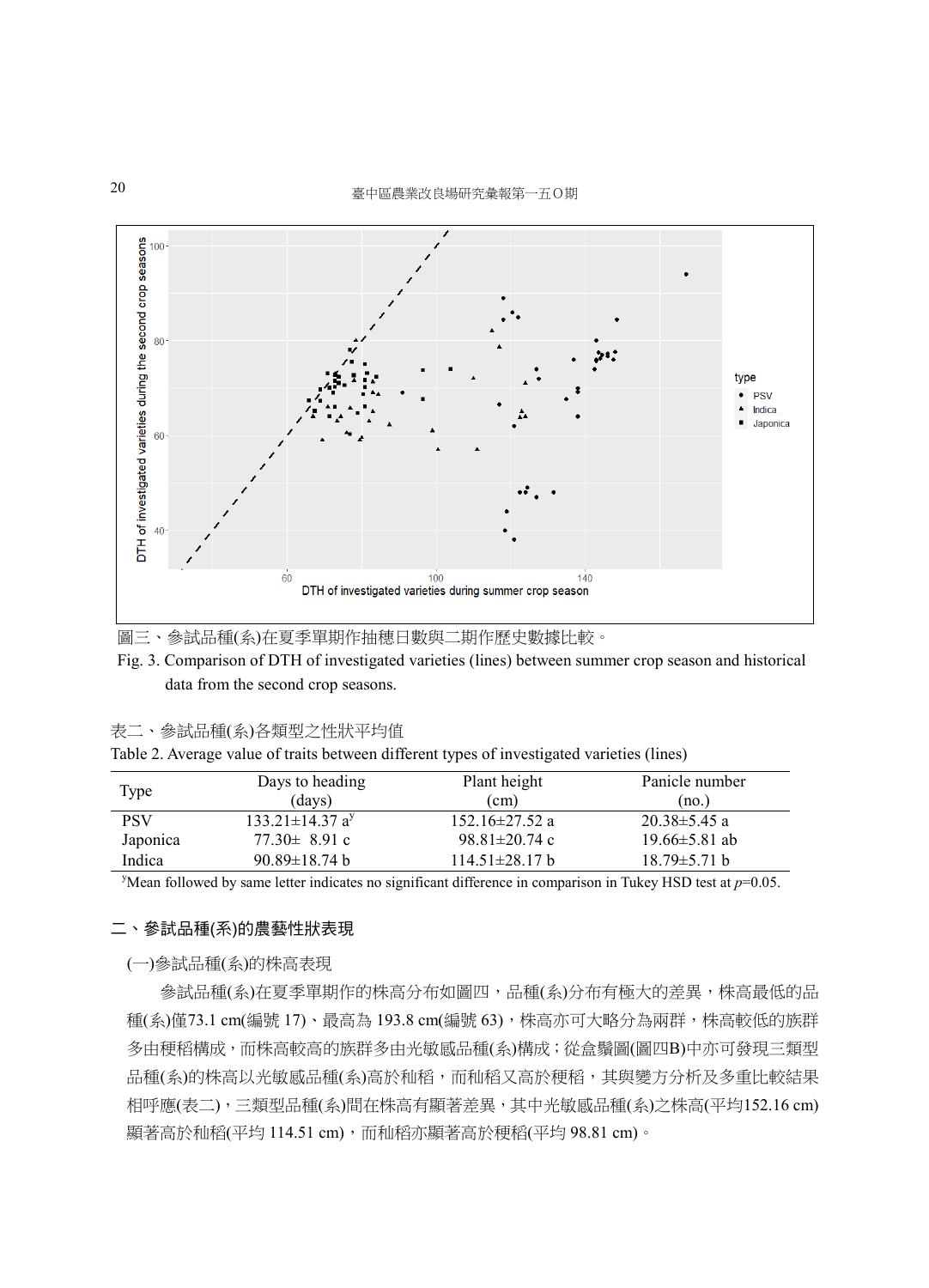圖三、參試品種(系)在夏季單期作抽穗日數與二期作歷史數據比較。

Fig. 3. Comparison of DTH of investigated varieties (lines) between summer crop season and historical data from the second crop seasons.

表二、參試品種(系)各類型之性狀平均值

Table 2. Average value of traits between different types of investigated varieties (lines)

| Type | Days to heading (days) | Plant height (cm) | Panicle number (no.) |
|---|---|---|---|
| PSV | 133.21±14.37 a[y] | 152.16±27.52 a | 20.38±5.45 a |
| Japonica | 77.30± 8.91 c | 98.81±20.74 c | 19.66±5.81 ab |
| Indica | 90.89±18.74 b | 114.51±28.17 b | 18.79±5.71 b |

[y]Mean followed by same letter indicates no significant difference in comparison in Tukey HSD test at $p$=0.05.

## 二、參試品種(系)的農藝性狀表現

### (一)參試品種(系)的株高表現

參試品種(系)在夏季單期作的株高分布如圖四，品種(系)分布有極大的差異，株高最低的品種(系)僅73.1 cm(編號 17)、最高為 193.8 cm(編號 63)，株高亦可大略分為兩群，株高較低的族群多由稉稻構成，而株高較高的族群多由光敏感品種(系)構成；從盒鬚圖(圖四B)中亦可發現三類型品種(系)的株高以光敏感品種(系)高於秈稻，而秈稻又高於稉稻，其與變方分析及多重比較結果相呼應(表二)，三類型品種(系)間在株高有顯著差異，其中光敏感品種(系)之株高(平均152.16 cm)顯著高於秈稻(平均 114.51 cm)，而秈稻亦顯著高於稉稻(平均 98.81 cm)。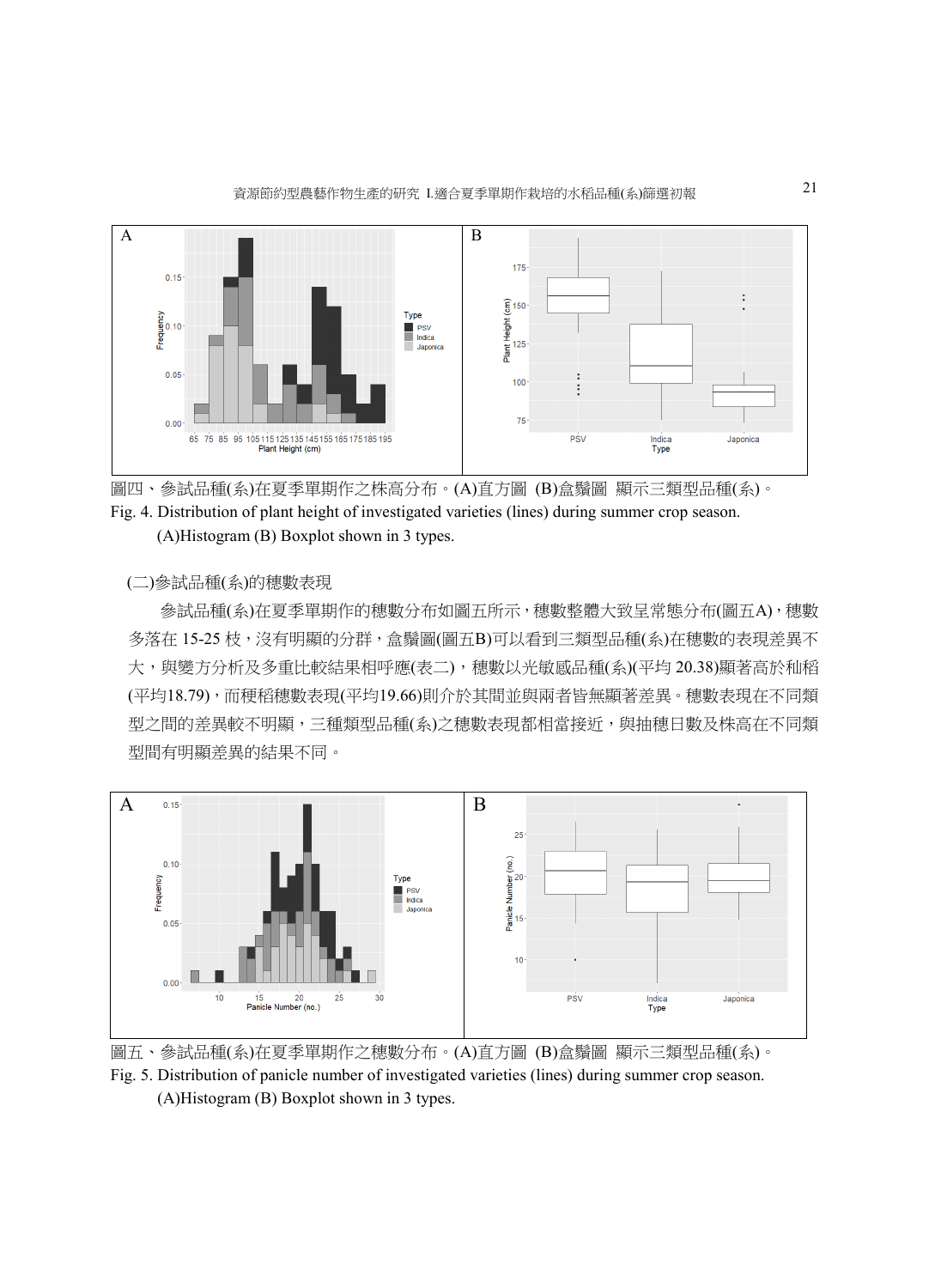圖四、參試品種(系)在夏季單期作之株高分布。(A)直方圖 (B)盒鬚圖 顯示三類型品種(系)。

Fig. 4. Distribution of plant height of investigated varieties (lines) during summer crop season.
(A)Histogram (B) Boxplot shown in 3 types.

(二)參試品種(系)的穗數表現

參試品種(系)在夏季單期作的穗數分布如圖五所示，穗數整體大致呈常態分布(圖五A)，穗數多落在 15-25 枝，沒有明顯的分群，盒鬚圖(圖五B)可以看到三類型品種(系)在穗數的表現差異不大，與變方分析及多重比較結果相呼應(表二)，穗數以光敏感品種(系)(平均 20.38)顯著高於秈稻(平均18.79)，而稉稻穗數表現(平均19.66)則介於其間並與兩者皆無顯著差異。穗數表現在不同類型之間的差異較不明顯，三種類型品種(系)之穗數表現都相當接近，與抽穗日數及株高在不同類型間有明顯差異的結果不同。

圖五、參試品種(系)在夏季單期作之穗數分布。(A)直方圖 (B)盒鬚圖 顯示三類型品種(系)。

Fig. 5. Distribution of panicle number of investigated varieties (lines) during summer crop season.
(A)Histogram (B) Boxplot shown in 3 types.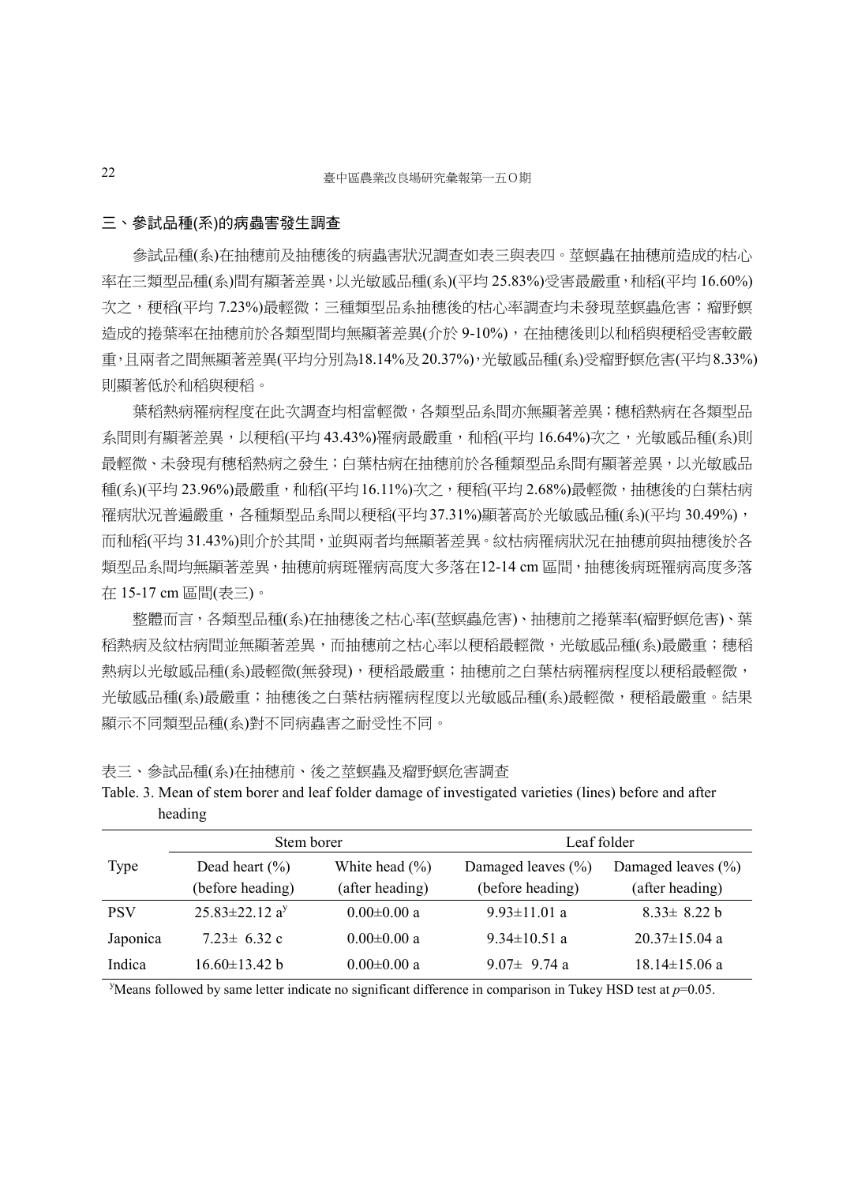## 三、參試品種(系)的病蟲害發生調查

參試品種(系)在抽穗前及抽穗後的病蟲害狀況調查如表三與表四。莖螟蟲在抽穗前造成的枯心率在三類型品種(系)間有顯著差異，以光敏感品種(系)(平均 25.83%)受害最嚴重，秈稻(平均 16.60%)次之，稉稻(平均 7.23%)最輕微；三種類型品系抽穗後的枯心率調查均未發現莖螟蟲危害；瘤野螟造成的捲葉率在抽穗前於各類型間均無顯著差異(介於 9-10%)，在抽穗後則以秈稻與稉稻受害較嚴重，且兩者之間無顯著差異(平均分別為18.14%及20.37%)，光敏感品種(系)受瘤野螟危害(平均8.33%)則顯著低於秈稻與稉稻。

葉稻熱病罹病程度在此次調查均相當輕微，各類型品系間亦無顯著差異；穗稻熱病在各類型品系間則有顯著差異，以稉稻(平均 43.43%)罹病最嚴重，秈稻(平均 16.64%)次之，光敏感品種(系)則最輕微、未發現有穗稻熱病之發生；白葉枯病在抽穗前於各種類型品系間有顯著差異，以光敏感品種(系)(平均 23.96%)最嚴重，秈稻(平均16.11%)次之，稉稻(平均 2.68%)最輕微，抽穗後的白葉枯病罹病狀況普遍嚴重，各種類型品系間以稉稻(平均37.31%)顯著高於光敏感品種(系)(平均 30.49%)，而秈稻(平均 31.43%)則介於其間，並與兩者均無顯著差異。紋枯病罹病狀況在抽穗前與抽穗後於各類型品系間均無顯著差異，抽穗前病斑罹病高度大多落在12-14 cm 區間，抽穗後病斑罹病高度多落在 15-17 cm 區間(表三)。

整體而言，各類型品種(系)在抽穗後之枯心率(莖螟蟲危害)、抽穗前之捲葉率(瘤野螟危害)、葉稻熱病及紋枯病間並無顯著差異，而抽穗前之枯心率以稉稻最輕微，光敏感品種(系)最嚴重；穗稻熱病以光敏感品種(系)最輕微(無發現)，稉稻最嚴重；抽穗前之白葉枯病罹病程度以稉稻最輕微，光敏感品種(系)最嚴重；抽穗後之白葉枯病罹病程度以光敏感品種(系)最輕微，稉稻最嚴重。結果顯示不同類型品種(系)對不同病蟲害之耐受性不同。

表三、參試品種(系)在抽穗前、後之莖螟蟲及瘤野螟危害調查

Table. 3. Mean of stem borer and leaf folder damage of investigated varieties (lines) before and after heading

| Type | Stem borer | | Leaf folder | |
|---|---|---|---|---|
| | Dead heart (%) (before heading) | White head (%) (after heading) | Damaged leaves (%) (before heading) | Damaged leaves (%) (after heading) |
| PSV | 25.83±22.12 a[y] | 0.00±0.00 a | 9.93±11.01 a | 8.33± 8.22 b |
| Japonica | 7.23± 6.32 c | 0.00±0.00 a | 9.34±10.51 a | 20.37±15.04 a |
| Indica | 16.60±13.42 b | 0.00±0.00 a | 9.07± 9.74 a | 18.14±15.06 a |

[y]Means followed by same letter indicate no significant difference in comparison in Tukey HSD test at $p$=0.05.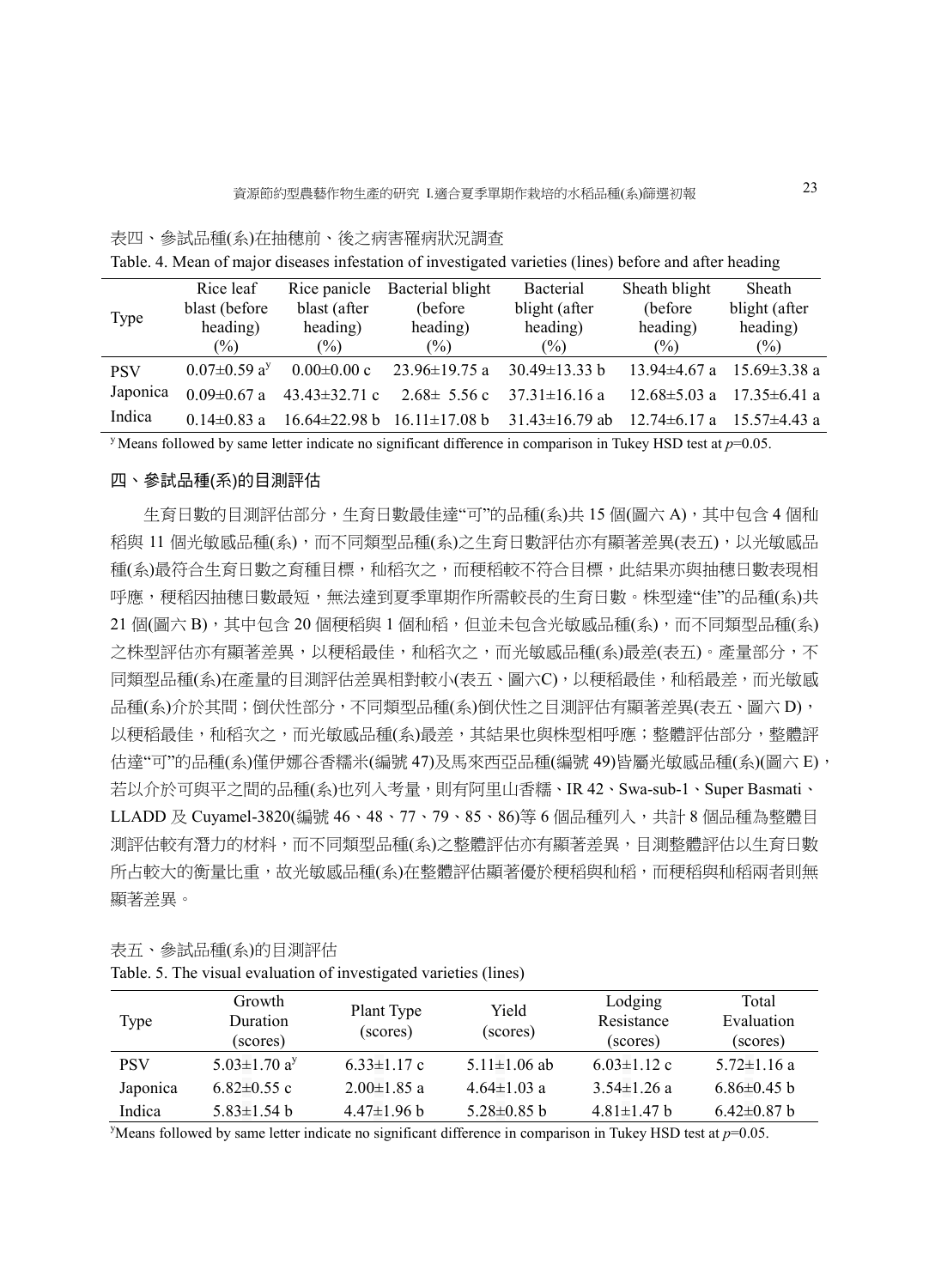表四、參試品種(系)在抽穗前、後之病害罹病狀況調查

Table. 4. Mean of major diseases infestation of investigated varieties (lines) before and after heading

| Type | Rice leaf blast (before heading) (%) | Rice panicle blast (after heading) (%) | Bacterial blight (before heading) (%) | Bacterial blight (after heading) (%) | Sheath blight (before heading) (%) | Sheath blight (after heading) (%) |
|---|---|---|---|---|---|---|
| PSV | 0.07±0.59 a[y] | 0.00±0.00 c | 23.96±19.75 a | 30.49±13.33 b | 13.94±4.67 a | 15.69±3.38 a |
| Japonica | 0.09±0.67 a | 43.43±32.71 c | 2.68± 5.56 c | 37.31±16.16 a | 12.68±5.03 a | 17.35±6.41 a |
| Indica | 0.14±0.83 a | 16.64±22.98 b | 16.11±17.08 b | 31.43±16.79 ab | 12.74±6.17 a | 15.57±4.43 a |

[y] Means followed by same letter indicate no significant difference in comparison in Tukey HSD test at $p$=0.05.

## 四、參試品種(系)的目測評估

生育日數的目測評估部分，生育日數最佳達“可”的品種(系)共 15 個(圖六 A)，其中包含 4 個秈稻與 11 個光敏感品種(系)，而不同類型品種(系)之生育日數評估亦有顯著差異(表五)，以光敏感品種(系)最符合生育日數之育種目標，秈稻次之，而稉稻較不符合目標，此結果亦與抽穗日數表現相呼應，稉稻因抽穗日數最短，無法達到夏季單期作所需較長的生育日數。株型達“佳”的品種(系)共 21 個(圖六 B)，其中包含 20 個稉稻與 1 個秈稻，但並未包含光敏感品種(系)，而不同類型品種(系)之株型評估亦有顯著差異，以稉稻最佳，秈稻次之，而光敏感品種(系)最差(表五)。產量部分，不同類型品種(系)在產量的目測評估差異相對較小(表五、圖六C)，以稉稻最佳，秈稻最差，而光敏感品種(系)介於其間；倒伏性部分，不同類型品種(系)倒伏性之目測評估有顯著差異(表五、圖六 D)，以稉稻最佳，秈稻次之，而光敏感品種(系)最差，其結果也與株型相呼應；整體評估部分，整體評估達“可”的品種(系)僅伊娜谷香糯米(編號 47)及馬來西亞品種(編號 49)皆屬光敏感品種(系)(圖六 E)，若以介於可與平之間的品種(系)也列入考量，則有阿里山香糯、IR 42、Swa-sub-1、Super Basmati、LLADD 及 Cuyamel-3820(編號 46、48、77、79、85、86)等 6 個品種列入，共計 8 個品種為整體目測評估較有潛力的材料，而不同類型品種(系)之整體評估亦有顯著差異，目測整體評估以生育日數所占較大的衡量比重，故光敏感品種(系)在整體評估顯著優於稉稻與秈稻，而稉稻與秈稻兩者則無顯著差異。

表五、參試品種(系)的目測評估

Table. 5. The visual evaluation of investigated varieties (lines)

| Type | Growth Duration (scores) | Plant Type (scores) | Yield (scores) | Lodging Resistance (scores) | Total Evaluation (scores) |
|---|---|---|---|---|---|
| PSV | 5.03±1.70 a[y] | 6.33±1.17 c | 5.11±1.06 ab | 6.03±1.12 c | 5.72±1.16 a |
| Japonica | 6.82±0.55 c | 2.00±1.85 a | 4.64±1.03 a | 3.54±1.26 a | 6.86±0.45 b |
| Indica | 5.83±1.54 b | 4.47±1.96 b | 5.28±0.85 b | 4.81±1.47 b | 6.42±0.87 b |

[y]Means followed by same letter indicate no significant difference in comparison in Tukey HSD test at $p$=0.05.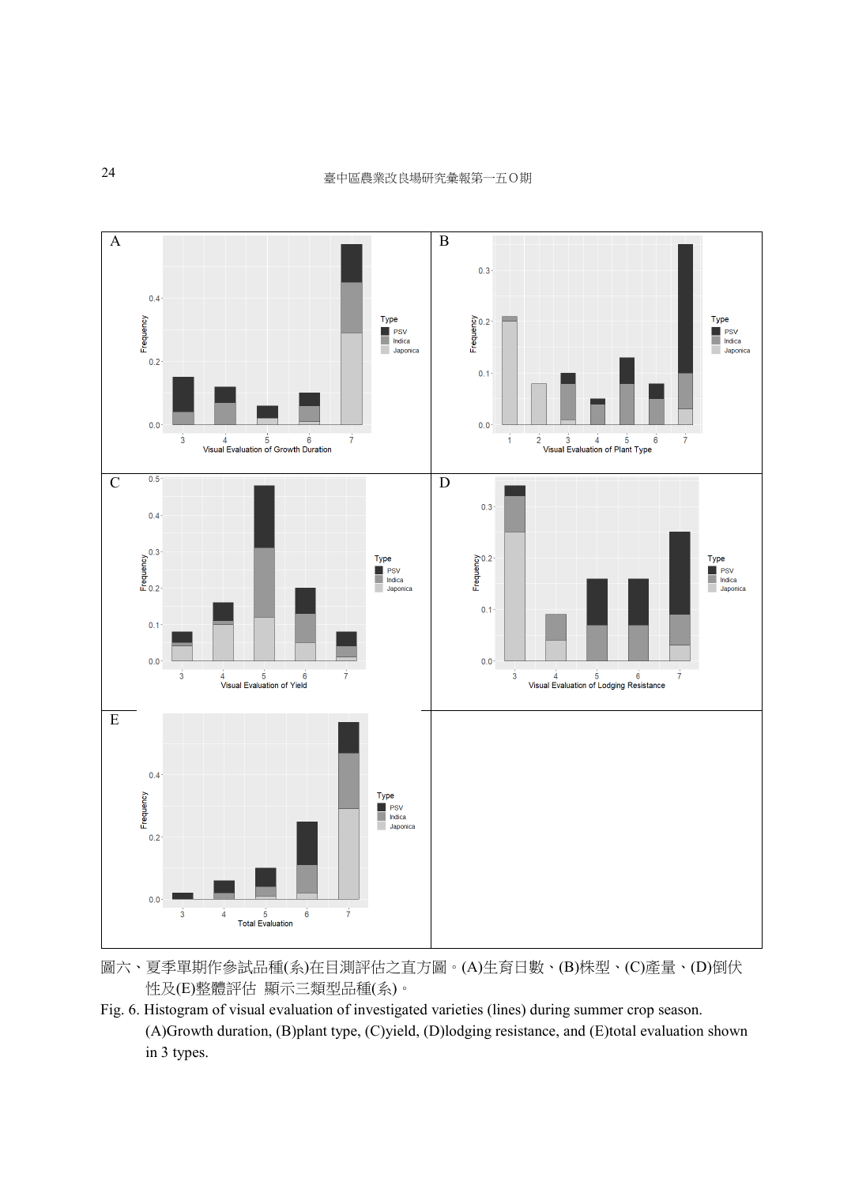圖六、夏季單期作參試品種(系)在目測評估之直方圖。(A)生育日數、(B)株型、(C)產量、(D)倒伏性及(E)整體評估 顯示三類型品種(系)。

Fig. 6. Histogram of visual evaluation of investigated varieties (lines) during summer crop season. (A)Growth duration, (B)plant type, (C)yield, (D)lodging resistance, and (E)total evaluation shown in 3 types.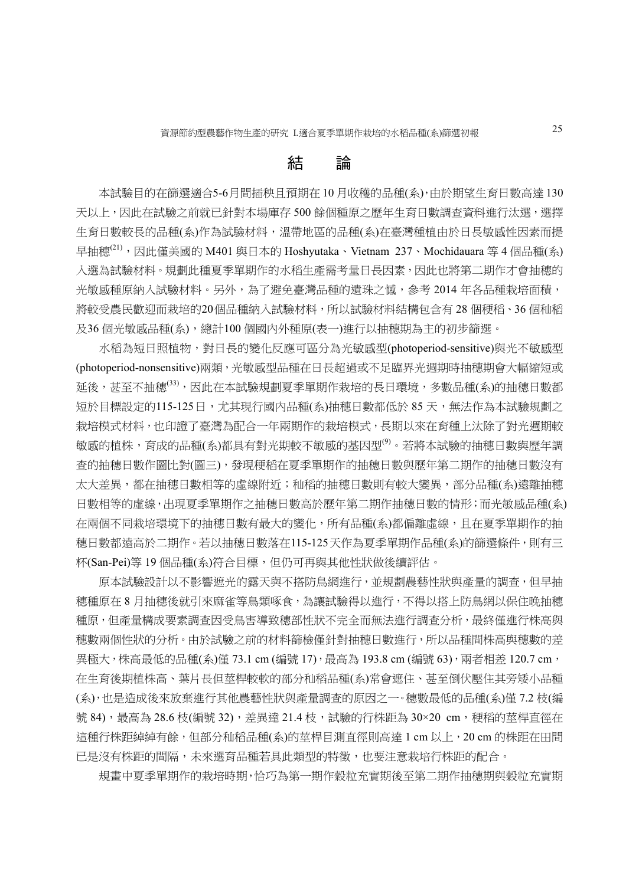# 結　論

本試驗目的在篩選適合5-6月間插秧且預期在 10 月收穫的品種(系)，由於期望生育日數高達 130 天以上，因此在試驗之前就已針對本場庫存 500 餘個種原之歷年生育日數調查資料進行汰選，選擇生育日數較長的品種(系)作為試驗材料，溫帶地區的品種(系)在臺灣種植由於日長敏感性因素而提早抽穗[21]，因此僅美國的 M401 與日本的 Hoshyutaka、Vietnam 237、Mochidauara 等 4 個品種(系)入選為試驗材料。規劃此種夏季單期作的水稻生產需考量日長因素，因此也將第二期作才會抽穗的光敏感種原納入試驗材料。另外，為了避免臺灣品種的遺珠之憾，參考 2014 年各品種栽培面積，將較受農民歡迎而栽培的20個品種納入試驗材料，所以試驗材料結構包含有 28 個稉稻、36 個秈稻及36 個光敏感品種(系)，總計100 個國內外種原(表一)進行以抽穗期為主的初步篩選。

水稻為短日照植物，對日長的變化反應可區分為光敏感型(photoperiod-sensitive)與光不敏感型(photoperiod-nonsensitive)兩類，光敏感型品種在日長超過或不足臨界光週期時抽穗期會大幅縮短或延後，甚至不抽穗[33]，因此在本試驗規劃夏季單期作栽培的長日環境，多數品種(系)的抽穗日數都短於目標設定的115-125日，尤其現行國內品種(系)抽穗日數都低於 85 天，無法作為本試驗規劃之栽培模式材料，也印證了臺灣為配合一年兩期作的栽培模式，長期以來在育種上汰除了對光週期較敏感的植株，育成的品種(系)都具有對光期較不敏感的基因型[9]。若將本試驗的抽穗日數與歷年調查的抽穗日數作圖比對(圖三)，發現稉稻在夏季單期作的抽穗日數與歷年第二期作的抽穗日數沒有太大差異，都在抽穗日數相等的虛線附近；秈稻的抽穗日數則有較大變異，部分品種(系)遠離抽穗日數相等的虛線，出現夏季單期作之抽穗日數高於歷年第二期作抽穗日數的情形；而光敏感品種(系)在兩個不同栽培環境下的抽穗日數有最大的變化，所有品種(系)都偏離虛線，且在夏季單期作的抽穗日數都遠高於二期作。若以抽穗日數落在115-125天作為夏季單期作品種(系)的篩選條件，則有三杯(San-Pei)等 19 個品種(系)符合目標，但仍可再與其他性狀做後續評估。

原本試驗設計以不影響遮光的露天與不搭防鳥網進行，並規劃農藝性狀與產量的調查，但早抽穗種原在 8 月抽穗後就引來麻雀等鳥類啄食，為讓試驗得以進行，不得以搭上防鳥網以保住晚抽穗種原，但產量構成要素調查因受鳥害導致穗部性狀不完全而無法進行調查分析，最終僅進行株高與穗數兩個性狀的分析。由於試驗之前的材料篩檢僅針對抽穗日數進行，所以品種間株高與穗數的差異極大，株高最低的品種(系)僅 73.1 cm (編號 17)，最高為 193.8 cm (編號 63)，兩者相差 120.7 cm，在生育後期植株高、葉片長但莖稈較軟的部分秈稻品種(系)常會遮住、甚至倒伏壓住其旁矮小品種(系)，也是造成後來放棄進行其他農藝性狀與產量調查的原因之一。穗數最低的品種(系)僅 7.2 枝(編號 84)，最高為 28.6 枝(編號 32)，差異達 21.4 枝，試驗的行株距為 30×20 cm，稉稻的莖稈直徑在這種行株距綽綽有餘，但部分秈稻品種(系)的莖桿目測直徑則高達 1 cm 以上，20 cm 的株距在田間已是沒有株距的間隔，未來選育品種若具此類型的特徵，也要注意栽培行株距的配合。

規畫中夏季單期作的栽培時期，恰巧為第一期作穀粒充實期後至第二期作抽穗期與穀粒充實期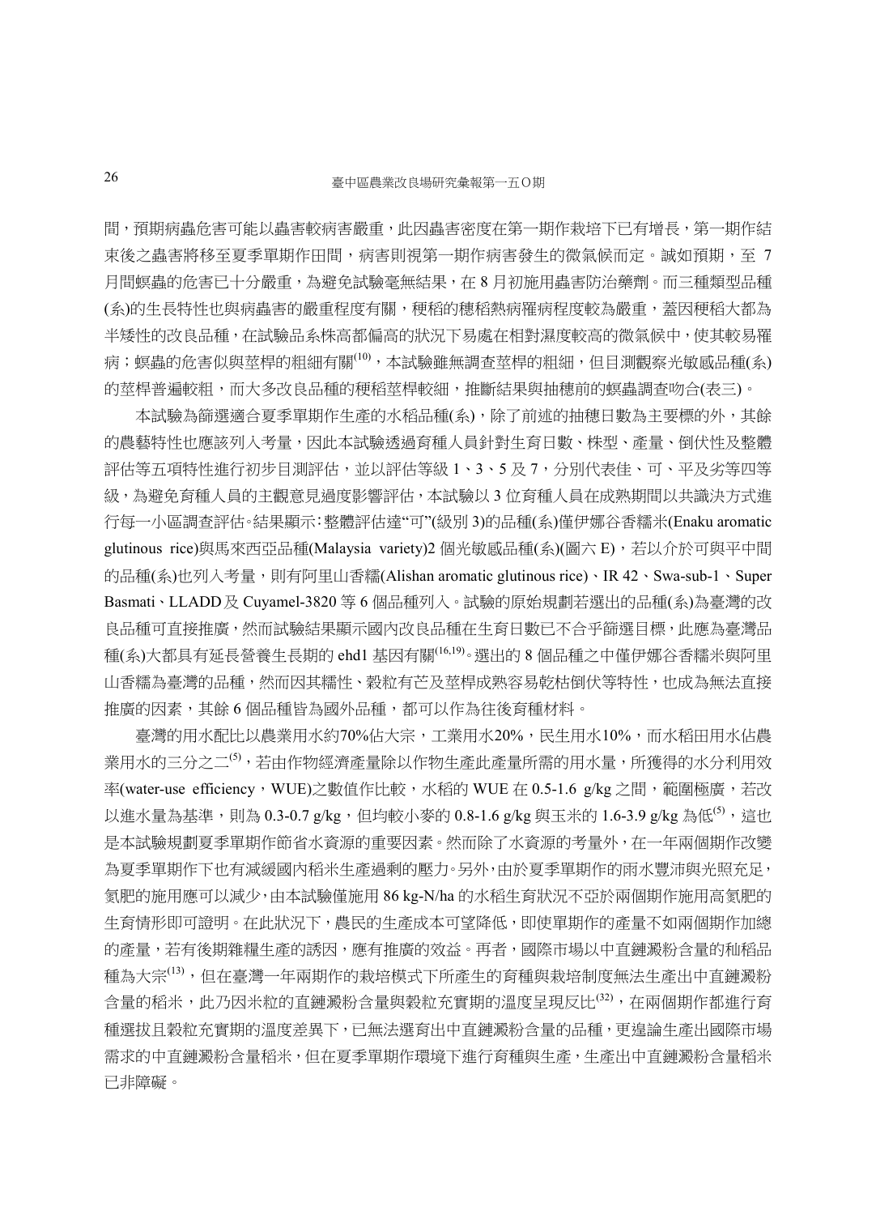間，預期病蟲危害可能以蟲害較病害嚴重，此因蟲害密度在第一期作栽培下已有增長，第一期作結束後之蟲害將移至夏季單期作田間，病害則視第一期作病害發生的微氣候而定。誠如預期，至 7 月間螟蟲的危害已十分嚴重，為避免試驗毫無結果，在 8 月初施用蟲害防治藥劑。而三種類型品種(系)的生長特性也與病蟲害的嚴重程度有關，稉稻的穗稻熱病罹病程度較為嚴重，蓋因稉稻大都為半矮性的改良品種，在試驗品系株高都偏高的狀況下易處在相對濕度較高的微氣候中，使其較易罹病；螟蟲的危害似與莖桿的粗細有關[10]，本試驗雖無調查莖桿的粗細，但目測觀察光敏感品種(系)的莖桿普遍較粗，而大多改良品種的稉稻莖桿較細，推斷結果與抽穗前的螟蟲調查吻合(表三)。

本試驗為篩選適合夏季單期作生產的水稻品種(系)，除了前述的抽穗日數為主要標的外，其餘的農藝特性也應該列入考量，因此本試驗透過育種人員針對生育日數、株型、產量、倒伏性及整體評估等五項特性進行初步目測評估，並以評估等級 1、3、5 及 7，分別代表佳、可、平及劣等四等級，為避免育種人員的主觀意見過度影響評估，本試驗以 3 位育種人員在成熟期間以共識決方式進行每一小區調查評估。結果顯示：整體評估達“可”(級別 3)的品種(系)僅伊娜谷香糯米(Enaku aromatic glutinous rice)與馬來西亞品種(Malaysia variety)2 個光敏感品種(系)(圖六 E)，若以介於可與平中間的品種(系)也列入考量，則有阿里山香糯(Alishan aromatic glutinous rice)、IR 42、Swa-sub-1、Super Basmati、LLADD 及 Cuyamel-3820 等 6 個品種列入。試驗的原始規劃若選出的品種(系)為臺灣的改良品種可直接推廣，然而試驗結果顯示國內改良品種在生育日數已不合乎篩選目標，此應為臺灣品種(系)大都具有延長營養生長期的 ehd1 基因有關[16,19]。選出的 8 個品種之中僅伊娜谷香糯米與阿里山香糯為臺灣的品種，然而因其糯性、穀粒有芒及莖桿成熟容易乾枯倒伏等特性，也成為無法直接推廣的因素，其餘 6 個品種皆為國外品種，都可以作為往後育種材料。

臺灣的用水配比以農業用水約70%佔大宗，工業用水20%，民生用水10%，而水稻田用水佔農業用水的三分之二[5]，若由作物經濟產量除以作物生產此產量所需的用水量，所獲得的水分利用效率(water-use efficiency，WUE)之數值作比較，水稻的 WUE 在 0.5-1.6 g/kg 之間，範圍極廣，若改以進水量為基準，則為 0.3-0.7 g/kg，但均較小麥的 0.8-1.6 g/kg 與玉米的 1.6-3.9 g/kg 為低[5]，這也是本試驗規劃夏季單期作節省水資源的重要因素。然而除了水資源的考量外，在一年兩個期作改變為夏季單期作下也有減緩國內稻米生產過剩的壓力。另外，由於夏季單期作的雨水豐沛與光照充足，氮肥的施用應可以減少，由本試驗僅施用 86 kg-N/ha 的水稻生育狀況不亞於兩個期作施用高氮肥的生育情形即可證明。在此狀況下，農民的生產成本可望降低，即使單期作的產量不如兩個期作加總的產量，若有後期雜糧生產的誘因，應有推廣的效益。再者，國際市場以中直鏈澱粉含量的秈稻品種為大宗[13]，但在臺灣一年兩期作的栽培模式下所產生的育種與栽培制度無法生產出中直鏈澱粉含量的稻米，此乃因米粒的直鏈澱粉含量與穀粒充實期的溫度呈現反比[32]，在兩個期作都進行育種選拔且穀粒充實期的溫度差異下，已無法選育出中直鏈澱粉含量的品種，更遑論生產出國際市場需求的中直鏈澱粉含量稻米，但在夏季單期作環境下進行育種與生產，生產出中直鏈澱粉含量稻米已非障礙。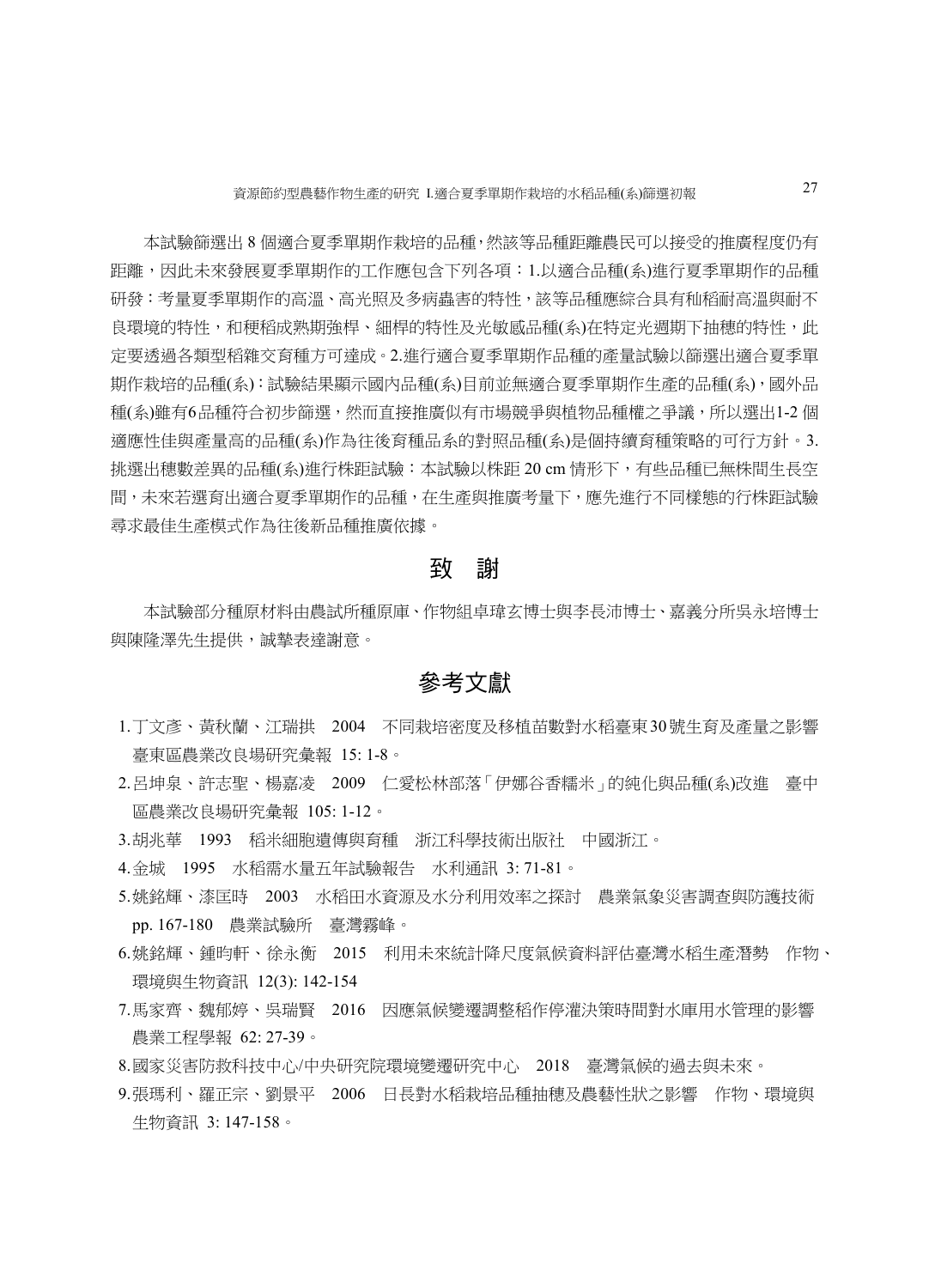本試驗篩選出 8 個適合夏季單期作栽培的品種，然該等品種距離農民可以接受的推廣程度仍有距離，因此未來發展夏季單期作的工作應包含下列各項：1.以適合品種(系)進行夏季單期作的品種研發：考量夏季單期作的高溫、高光照及多病蟲害的特性，該等品種應綜合具有秈稻耐高溫與耐不良環境的特性，和稉稻成熟期強稈、細稈的特性及光敏感品種(系)在特定光週期下抽穗的特性，此定要透過各類型稻雜交育種方可達成。2.進行適合夏季單期作品種的產量試驗以篩選出適合夏季單期作栽培的品種(系)：試驗結果顯示國內品種(系)目前並無適合夏季單期作生產的品種(系)，國外品種(系)雖有6品種符合初步篩選，然而直接推廣似有市場競爭與植物品種權之爭議，所以選出1-2 個適應性佳與產量高的品種(系)作為往後育種品系的對照品種(系)是個持續育種策略的可行方針。3. 挑選出穗數差異的品種(系)進行株距試驗：本試驗以株距 20 cm 情形下，有些品種已無株間生長空間，未來若選育出適合夏季單期作的品種，在生產與推廣考量下，應先進行不同樣態的行株距試驗尋求最佳生產模式作為往後新品種推廣依據。

## 致　謝

本試驗部分種原材料由農試所種原庫、作物組卓瑋玄博士與李長沛博士、嘉義分所吳永培博士與陳隆澤先生提供，誠摯表達謝意。

## 參考文獻

1. 丁文彥、黃秋蘭、江瑞拱　2004　不同栽培密度及移植苗數對水稻臺東30號生育及產量之影響　臺東區農業改良場研究彙報 15: 1-8。
2. 呂坤泉、許志聖、楊嘉凌　2009　仁愛松林部落「伊娜谷香糯米」的純化與品種(系)改進　臺中區農業改良場研究彙報 105: 1-12。
3. 胡兆華　1993　稻米細胞遺傳與育種　浙江科學技術出版社　中國浙江。
4. 金城　1995　水稻需水量五年試驗報告　水利通訊 3: 71-81。
5. 姚銘輝、漆匡時　2003　水稻田水資源及水分利用效率之探討　農業氣象災害調查與防護技術 pp. 167-180　農業試驗所　臺灣霧峰。
6. 姚銘輝、鍾昀軒、徐永衡　2015　利用未來統計降尺度氣候資料評估臺灣水稻生產潛勢　作物、環境與生物資訊 12(3): 142-154
7. 馬家齊、魏郁婷、吳瑞賢　2016　因應氣候變遷調整稻作停灌決策時間對水庫用水管理的影響　農業工程學報 62: 27-39。
8. 國家災害防救科技中心/中央研究院環境變遷研究中心　2018　臺灣氣候的過去與未來。
9. 張瑪利、羅正宗、劉景平　2006　日長對水稻栽培品種抽穗及農藝性狀之影響　作物、環境與生物資訊 3: 147-158。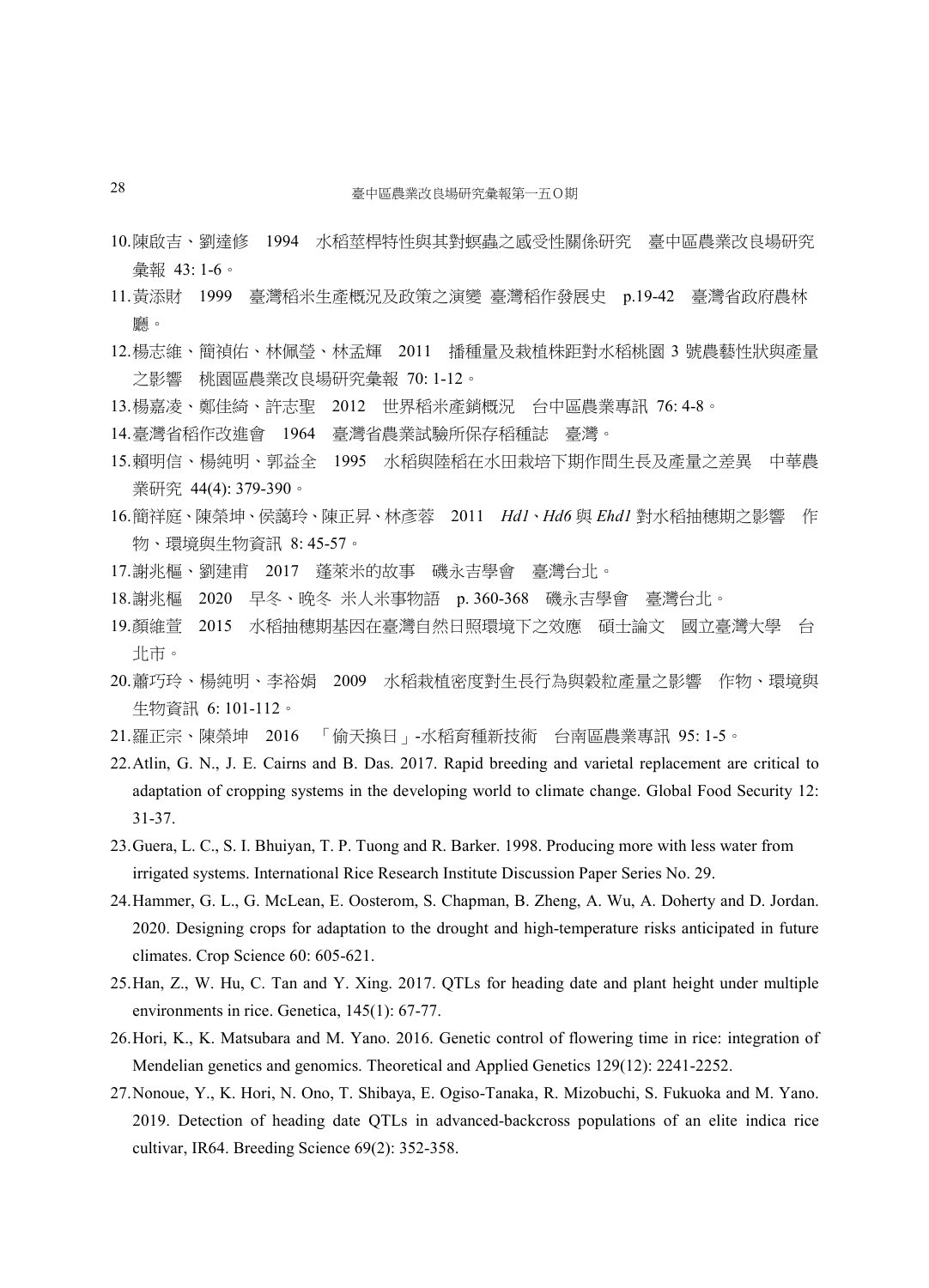10. 陳啟吉、劉達修　1994　水稻莖桿特性與其對螟蟲之感受性關係研究　臺中區農業改良場研究彙報 43: 1-6。

11. 黃添財　1999　臺灣稻米生產概況及政策之演變 臺灣稻作發展史　p.19-42　臺灣省政府農林廳。

12. 楊志維、簡禎佑、林佩瑩、林孟輝　2011　播種量及栽植株距對水稻桃園 3 號農藝性狀與產量之影響　桃園區農業改良場研究彙報 70: 1-12。

13. 楊嘉凌、鄭佳綺、許志聖　2012　世界稻米產銷概況　台中區農業專訊 76: 4-8。

14. 臺灣省稻作改進會　1964　臺灣省農業試驗所保存稻種誌　臺灣。

15. 賴明信、楊純明、郭益全　1995　水稻與陸稻在水田栽培下期作間生長及產量之差異　中華農業研究 44(4): 379-390。

16. 簡祥庭、陳榮坤、侯藹玲、陳正昇、林彥蓉　2011　*Hd1*、*Hd6* 與 *Ehd1* 對水稻抽穗期之影響　作物、環境與生物資訊 8: 45-57。

17. 謝兆樞、劉建甫　2017　蓬萊米的故事　磯永吉學會　臺灣台北。

18. 謝兆樞　2020　早冬、晚冬 米人米事物語　p. 360-368　磯永吉學會　臺灣台北。

19. 顏維萱　2015　水稻抽穗期基因在臺灣自然日照環境下之效應　碩士論文　國立臺灣大學　台北市。

20. 蕭巧玲、楊純明、李裕娟　2009　水稻栽植密度對生長行為與穀粒產量之影響　作物、環境與生物資訊 6: 101-112。

21. 羅正宗、陳榮坤　2016　「偷天換日」-水稻育種新技術　台南區農業專訊 95: 1-5。

22. Atlin, G. N., J. E. Cairns and B. Das. 2017. Rapid breeding and varietal replacement are critical to adaptation of cropping systems in the developing world to climate change. Global Food Security 12: 31-37.

23. Guera, L. C., S. I. Bhuiyan, T. P. Tuong and R. Barker. 1998. Producing more with less water from irrigated systems. International Rice Research Institute Discussion Paper Series No. 29.

24. Hammer, G. L., G. McLean, E. Oosterom, S. Chapman, B. Zheng, A. Wu, A. Doherty and D. Jordan. 2020. Designing crops for adaptation to the drought and high-temperature risks anticipated in future climates. Crop Science 60: 605-621.

25. Han, Z., W. Hu, C. Tan and Y. Xing. 2017. QTLs for heading date and plant height under multiple environments in rice. Genetica, 145(1): 67-77.

26. Hori, K., K. Matsubara and M. Yano. 2016. Genetic control of flowering time in rice: integration of Mendelian genetics and genomics. Theoretical and Applied Genetics 129(12): 2241-2252.

27. Nonoue, Y., K. Hori, N. Ono, T. Shibaya, E. Ogiso-Tanaka, R. Mizobuchi, S. Fukuoka and M. Yano. 2019. Detection of heading date QTLs in advanced-backcross populations of an elite indica rice cultivar, IR64. Breeding Science 69(2): 352-358.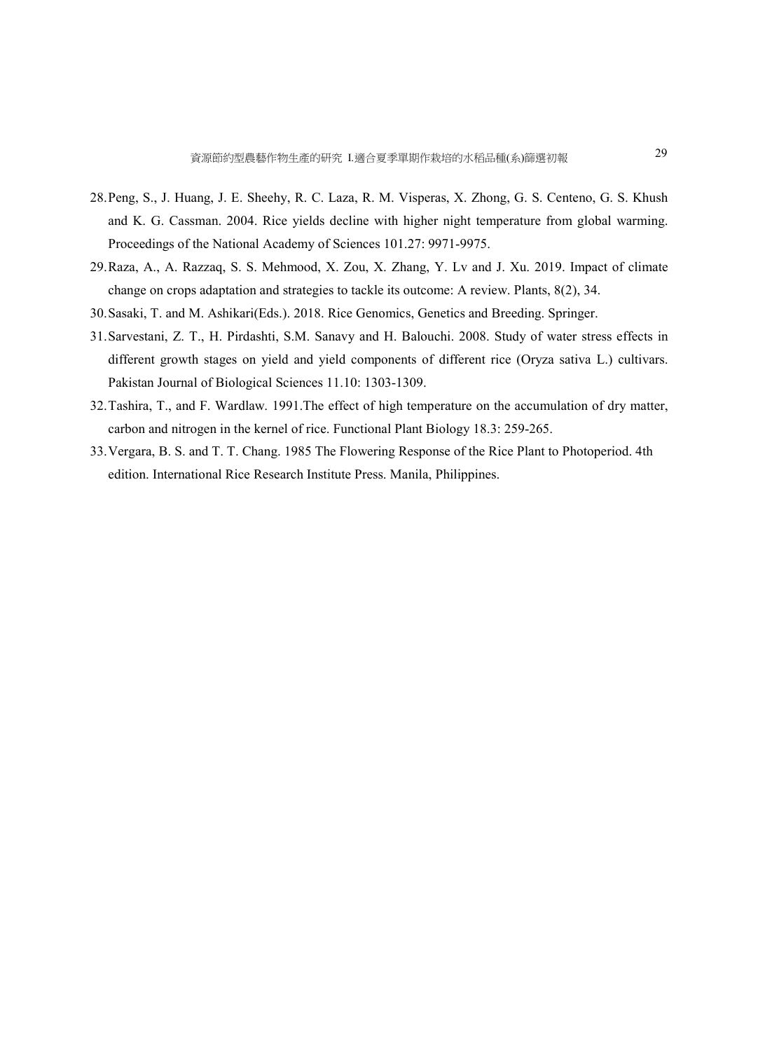28. Peng, S., J. Huang, J. E. Sheehy, R. C. Laza, R. M. Visperas, X. Zhong, G. S. Centeno, G. S. Khush and K. G. Cassman. 2004. Rice yields decline with higher night temperature from global warming. Proceedings of the National Academy of Sciences 101.27: 9971-9975.
29. Raza, A., A. Razzaq, S. S. Mehmood, X. Zou, X. Zhang, Y. Lv and J. Xu. 2019. Impact of climate change on crops adaptation and strategies to tackle its outcome: A review. Plants, 8(2), 34.
30. Sasaki, T. and M. Ashikari(Eds.). 2018. Rice Genomics, Genetics and Breeding. Springer.
31. Sarvestani, Z. T., H. Pirdashti, S.M. Sanavy and H. Balouchi. 2008. Study of water stress effects in different growth stages on yield and yield components of different rice (Oryza sativa L.) cultivars. Pakistan Journal of Biological Sciences 11.10: 1303-1309.
32. Tashira, T., and F. Wardlaw. 1991.The effect of high temperature on the accumulation of dry matter, carbon and nitrogen in the kernel of rice. Functional Plant Biology 18.3: 259-265.
33. Vergara, B. S. and T. T. Chang. 1985 The Flowering Response of the Rice Plant to Photoperiod. 4th edition. International Rice Research Institute Press. Manila, Philippines.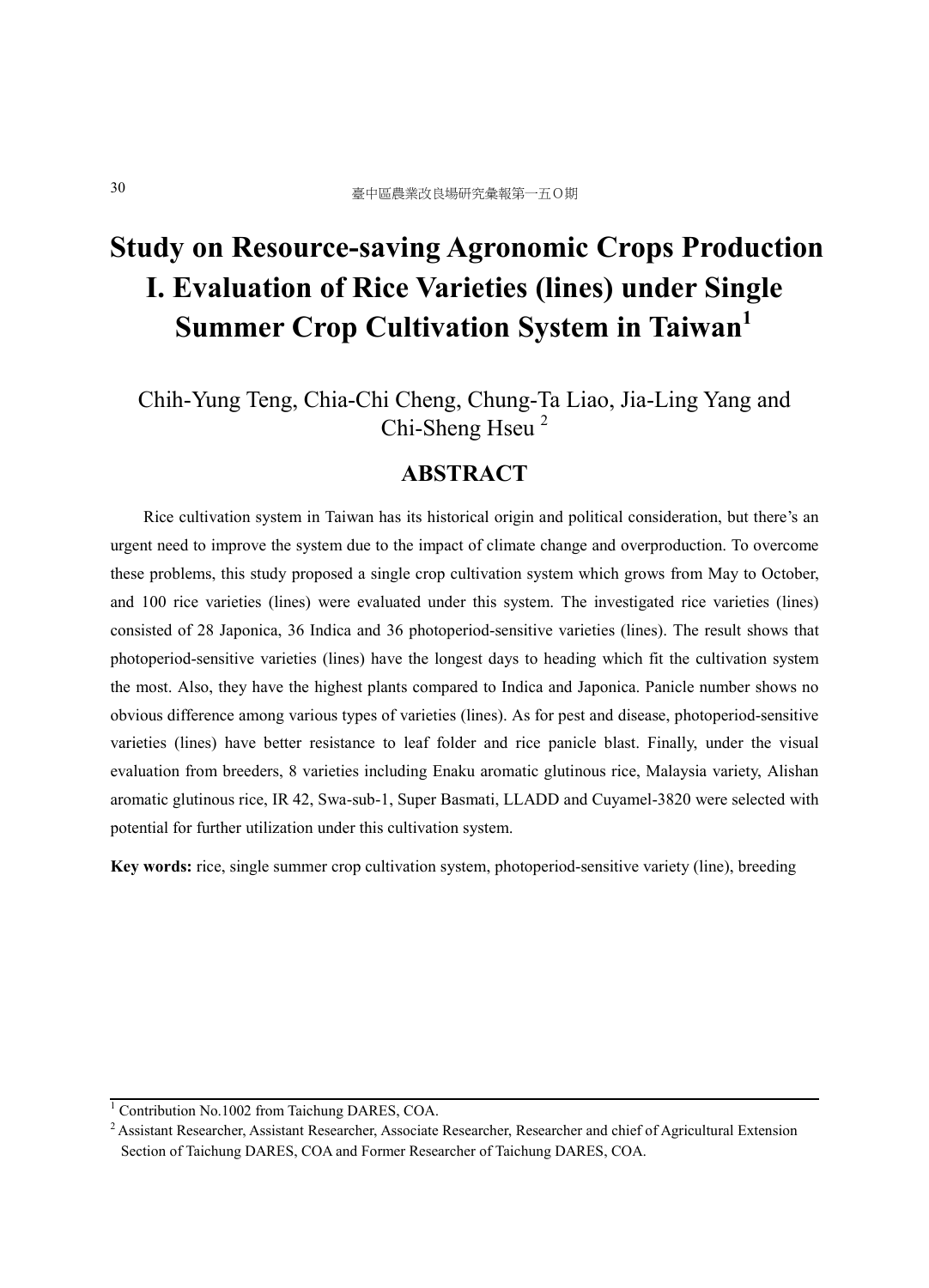# Study on Resource-saving Agronomic Crops Production I. Evaluation of Rice Varieties (lines) under Single Summer Crop Cultivation System in Taiwan[1]

Chih-Yung Teng, Chia-Chi Cheng, Chung-Ta Liao, Jia-Ling Yang and Chi-Sheng Hseu [2]

## ABSTRACT

Rice cultivation system in Taiwan has its historical origin and political consideration, but there's an urgent need to improve the system due to the impact of climate change and overproduction. To overcome these problems, this study proposed a single crop cultivation system which grows from May to October, and 100 rice varieties (lines) were evaluated under this system. The investigated rice varieties (lines) consisted of 28 Japonica, 36 Indica and 36 photoperiod-sensitive varieties (lines). The result shows that photoperiod-sensitive varieties (lines) have the longest days to heading which fit the cultivation system the most. Also, they have the highest plants compared to Indica and Japonica. Panicle number shows no obvious difference among various types of varieties (lines). As for pest and disease, photoperiod-sensitive varieties (lines) have better resistance to leaf folder and rice panicle blast. Finally, under the visual evaluation from breeders, 8 varieties including Enaku aromatic glutinous rice, Malaysia variety, Alishan aromatic glutinous rice, IR 42, Swa-sub-1, Super Basmati, LLADD and Cuyamel-3820 were selected with potential for further utilization under this cultivation system.

**Key words:** rice, single summer crop cultivation system, photoperiod-sensitive variety (line), breeding

---

[1] Contribution No.1002 from Taichung DARES, COA.

[2] Assistant Researcher, Assistant Researcher, Associate Researcher, Researcher and chief of Agricultural Extension Section of Taichung DARES, COA and Former Researcher of Taichung DARES, COA.